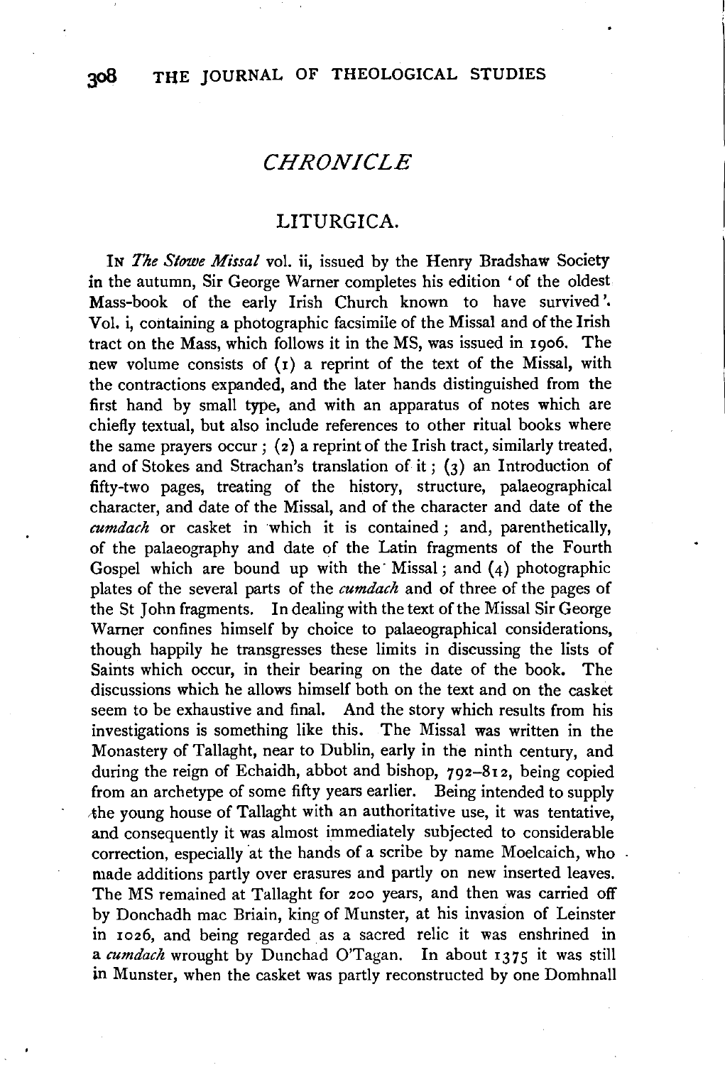## *CHRONICLE*

### LITURGICA.

IN *The Stowe Missal* vol. ii, issued by the Henry Bradshaw Society in the autumn, Sir George Warner completes his edition 'of the oldest Mass-book of the early Irish Church known to have survived'. Vol. i, containing a photographic facsimile of the Missal and of the Irish tract on the Mass, which follows it in the MS, was issued in 1906. The new volume consists of (1) a reprint of the text of the Missal, with the contractions expanded, and the later hands distinguished from the first hand by small type, and with an apparatus of notes which are chiefly textual, but also include references to other ritual books where the same prayers occur; (2) a reprint of the Irish tract, similarly treated, and of Stokes and Strachan's translation of it; (3) an Introduction of fifty-two pages, treating of the history, structure, palaeographical character, and date of the Missal, and of the character and date of the *cumdach* or casket in which it is contained; and, parenthetically, of the palaeography and date of the Latin fragments of the Fourth Gospel which are bound up with the Missal; and (4) photographic plates of the several parts of the *cumdach* and of three of the pages of the St John fragments. In dealing with the text of the Missal Sir George Warner confines himself by choice to palaeographical considerations, though happily he transgresses these limits in discussing the lists of Saints which occur, in their bearing on the date of the book. The discussions which he allows himself both on the text and on the casket seem to be exhaustive and final. And the story which results from his investigations is something like this. The Missal was written in the Monastery of Tallaght, near to Dublin, early in the ninth century, and during the reign of Echaidh, abbot and bishop, 792–812, being copied from an archetype of some fifty years earlier. Being intended to supply the young house of Tallaght with an authoritative use, it was tentative, and consequently it was almost immediately subjected to considerable correction, especially at the hands of a scribe by name Moelcaich, who made additions partly over erasures and partly on new inserted leaves. The MS remained at Tallaght for 200 years, and then was carried off by Donchadh mac Briain, king of Munster, at his invasion of Leinster in 1026, and being regarded as a sacred relic it was enshrined in a *cumdach* wrought by Dunchad O'Tagan. In about 1375 it was still in Munster, when the casket was partly reconstructed by one Domhnall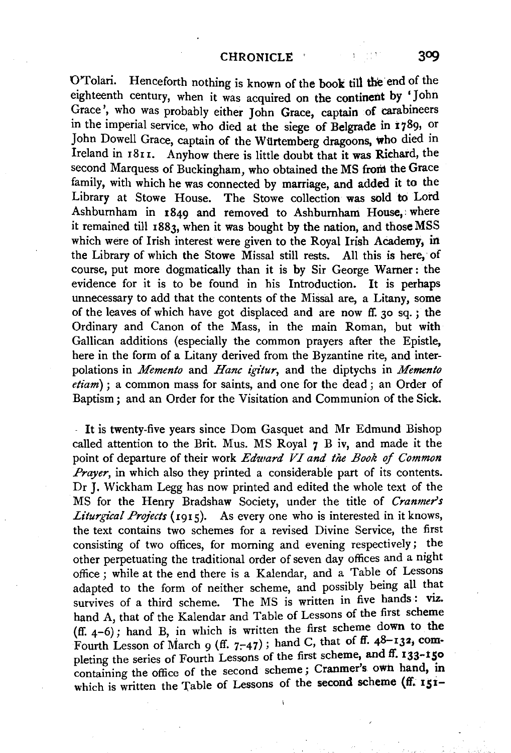O'Tolari. Henceforth nothing is known of the book till the end of the eighteenth century, when it was acquired on the continent by 'John Grace', who was probably either John Grace, captain of carabineers in the imperial service, who died at the siege of Belgrade in 1789, or John Dowell Grace, captain of the Würtemberg dragoons, who died in Ireland in 1811. Anyhow there is little doubt that it was Richard, the second Marquess of Buckingham, who obtained the MS from the Grace family, with which he was connected by marriage, and added it to the Library at Stowe House. The Stowe collection was sold to Lord Ashburnham in 1849 and removed to Ashburnham House, where it remained till 1883, when it was bought by the nation, and those MSS which were of Irish interest were given to the Royal Irish Academy, in the Library of which the Stowe Missal still rests. All this is here, of course, put more dogmatically than it is by Sir George Warner: the evidence for it is to be found in his Introduction. It is perhaps unnecessary to add that the contents of the Missal are, a Litany, some of the leaves of which have got displaced and are now ff. 30 sq.; the Ordinary and Canon of the Mass, in the main Roman, but with Gallican additions (especially the common prayers after the Epistle, here in the form of a Litany derived from the Byzantine rite, and interpolations in *Memento* and *Hanc igitur*, and the diptychs in *Memento etiam*); a common mass for saints, and one for the dead; an Order of Baptism; and an Order for the Visitation and Communion of the Sick.

It is twenty-five years since Dom Gasquet and Mr Edmund Bishop called attention to the Brit. Mus. MS Royal 7 B iv, and made it the point of departure of their work *Edward VI and the Book of Common Prayer*, in which also they printed a considerable part of its contents. Dr J. Wickham Legg has now printed and edited the whole text of the MS for the Henry Bradshaw Society, under the title of *Cranmer's Liturgical Projects* (1915). As every one who is interested in it knows, the text contains two schemes for a revised Divine Service, the first consisting of two offices, for morning and evening respectively; the other perpetuating the traditional order of seven day offices and a night office; while at the end there is a Kalendar, and a Table of Lessons adapted to the form of neither scheme, and possibly being all that survives of a third scheme. The MS is written in five hands: viz. hand A, that of the Kalendar and Table of Lessons of the first scheme (ff. 4–6); hand B, in which is written the first scheme down to the Fourth Lesson of March 9 (ff. 7–47); hand C, that of ff. 48–132, completing the series of Fourth Lessons of the first scheme, and ff. 133–150 containing the office of the second scheme; Cranmer's own hand, in which is written the Table of Lessons of the second scheme (ff. 151–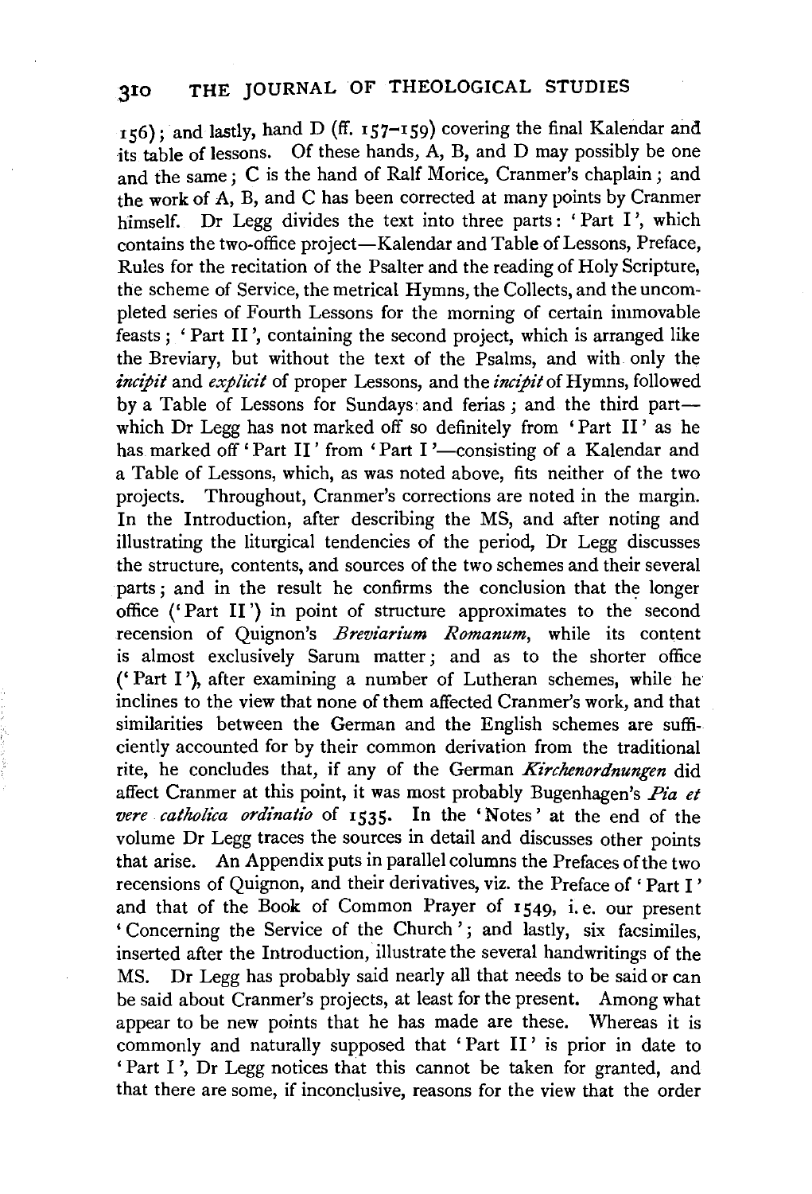156); and lastly, hand D (ff. 157–159) covering the final Kalendar and its table of lessons. Of these hands, A, B, and D may possibly be one and the same; C is the hand of Ralf Morice, Cranmer's chaplain; and the work of A, B, and C has been corrected at many points by Cranmer himself. Dr Legg divides the text into three parts: 'Part I', which contains the two-office project—Kalendar and Table of Lessons, Preface, Rules for the recitation of the Psalter and the reading of Holy Scripture, the scheme of Service, the metrical Hymns, the Collects, and the uncompleted series of Fourth Lessons for the morning of certain immovable feasts; 'Part II', containing the second project, which is arranged like the Breviary, but without the text of the Psalms, and with only the *incipit* and *explicit* of proper Lessons, and the *incipit* of Hymns, followed by a Table of Lessons for Sundays and ferias; and the third part—which Dr Legg has not marked off so definitely from 'Part II' as he has marked off 'Part II' from 'Part I'—consisting of a Kalendar and a Table of Lessons, which, as was noted above, fits neither of the two projects. Throughout, Cranmer's corrections are noted in the margin. In the Introduction, after describing the MS, and after noting and illustrating the liturgical tendencies of the period, Dr Legg discusses the structure, contents, and sources of the two schemes and their several parts; and in the result he confirms the conclusion that the longer office ('Part II') in point of structure approximates to the second recension of Quignon's *Breviarium Romanum*, while its content is almost exclusively Sarum matter; and as to the shorter office ('Part I'), after examining a number of Lutheran schemes, while he inclines to the view that none of them affected Cranmer's work, and that similarities between the German and the English schemes are sufficiently accounted for by their common derivation from the traditional rite, he concludes that, if any of the German *Kirchenordnungen* did affect Cranmer at this point, it was most probably Bugenhagen's *Pia et vere catholica ordinatio* of 1535. In the 'Notes' at the end of the volume Dr Legg traces the sources in detail and discusses other points that arise. An Appendix puts in parallel columns the Prefaces of the two recensions of Quignon, and their derivatives, viz. the Preface of 'Part I' and that of the Book of Common Prayer of 1549, i.e. our present 'Concerning the Service of the Church'; and lastly, six facsimiles, inserted after the Introduction, illustrate the several handwritings of the MS. Dr Legg has probably said nearly all that needs to be said or can be said about Cranmer's projects, at least for the present. Among what appear to be new points that he has made are these. Whereas it is commonly and naturally supposed that 'Part II' is prior in date to 'Part I', Dr Legg notices that this cannot be taken for granted, and that there are some, if inconclusive, reasons for the view that the order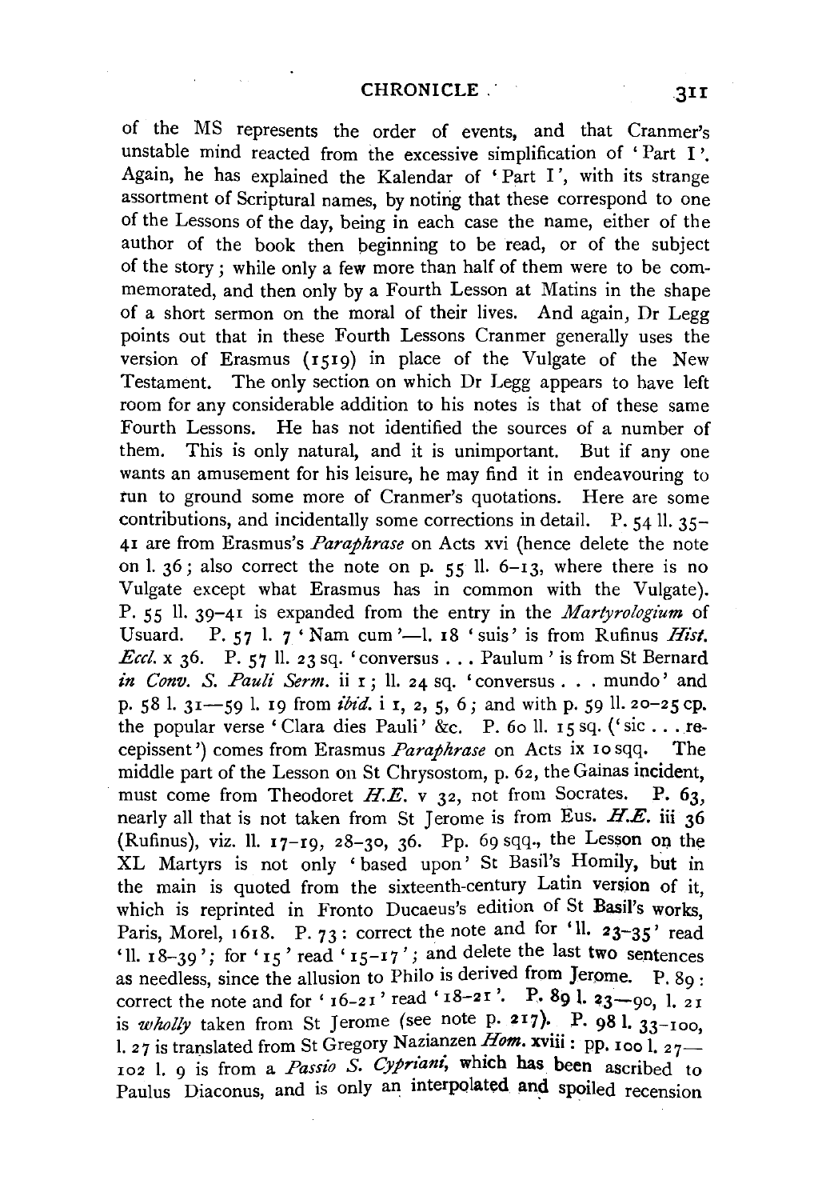of the MS represents the order of events, and that Cranmer's unstable mind reacted from the excessive simplification of 'Part I'. Again, he has explained the Kalendar of 'Part I', with its strange assortment of Scriptural names, by noting that these correspond to one of the Lessons of the day, being in each case the name, either of the author of the book then beginning to be read, or of the subject of the story; while only a few more than half of them were to be commemorated, and then only by a Fourth Lesson at Matins in the shape of a short sermon on the moral of their lives. And again, Dr Legg points out that in these Fourth Lessons Cranmer generally uses the version of Erasmus (1519) in place of the Vulgate of the New Testament. The only section on which Dr Legg appears to have left room for any considerable addition to his notes is that of these same Fourth Lessons. He has not identified the sources of a number of them. This is only natural, and it is unimportant. But if any one wants an amusement for his leisure, he may find it in endeavouring to run to ground some more of Cranmer's quotations. Here are some contributions, and incidentally some corrections in detail. P. 54 ll. 35–41 are from Erasmus's *Paraphrase* on Acts xvi (hence delete the note on l. 36; also correct the note on p. 55 ll. 6–13, where there is no Vulgate except what Erasmus has in common with the Vulgate). P. 55 ll. 39–41 is expanded from the entry in the *Martyrologium* of Usuard. P. 57 l. 7 'Nam cum'—l. 18 'suis' is from Rufinus *Hist. Eccl.* x 36. P. 57 ll. 23 sq. 'conversus . . . Paulum' is from St Bernard *in Conv. S. Pauli Serm.* ii 1; ll. 24 sq. 'conversus . . . mundo' and p. 58 l. 31—59 l. 19 from *ibid.* i 1, 2, 5, 6; and with p. 59 ll. 20–25 cp. the popular verse 'Clara dies Pauli' &c. P. 60 ll. 15 sq. ('sic . . . recepissent') comes from Erasmus *Paraphrase* on Acts ix 10 sqq. The middle part of the Lesson on St Chrysostom, p. 62, the Gainas incident, must come from Theodoret *H.E.* v 32, not from Socrates. P. 63, nearly all that is not taken from St Jerome is from Eus. *H.E.* iii 36 (Rufinus), viz. ll. 17–19, 28–30, 36. Pp. 69 sqq., the Lesson on the XL Martyrs is not only 'based upon' St Basil's Homily, but in the main is quoted from the sixteenth-century Latin version of it, which is reprinted in Fronto Ducaeus's edition of St Basil's works, Paris, Morel, 1618. P. 73: correct the note and for 'll. 23–35' read 'll. 18–39'; for '15' read '15–17'; and delete the last two sentences as needless, since the allusion to Philo is derived from Jerome. P. 89: correct the note and for '16–21' read '18–21'. P. 89 l. 23—90, l. 21 is *wholly* taken from St Jerome (see note p. 217). P. 98 l. 33–100, l. 27 is translated from St Gregory Nazianzen *Hom.* xviii: pp. 100 l. 27—102 l. 9 is from a *Passio S. Cypriani*, which has been ascribed to Paulus Diaconus, and is only an interpolated and spoiled recension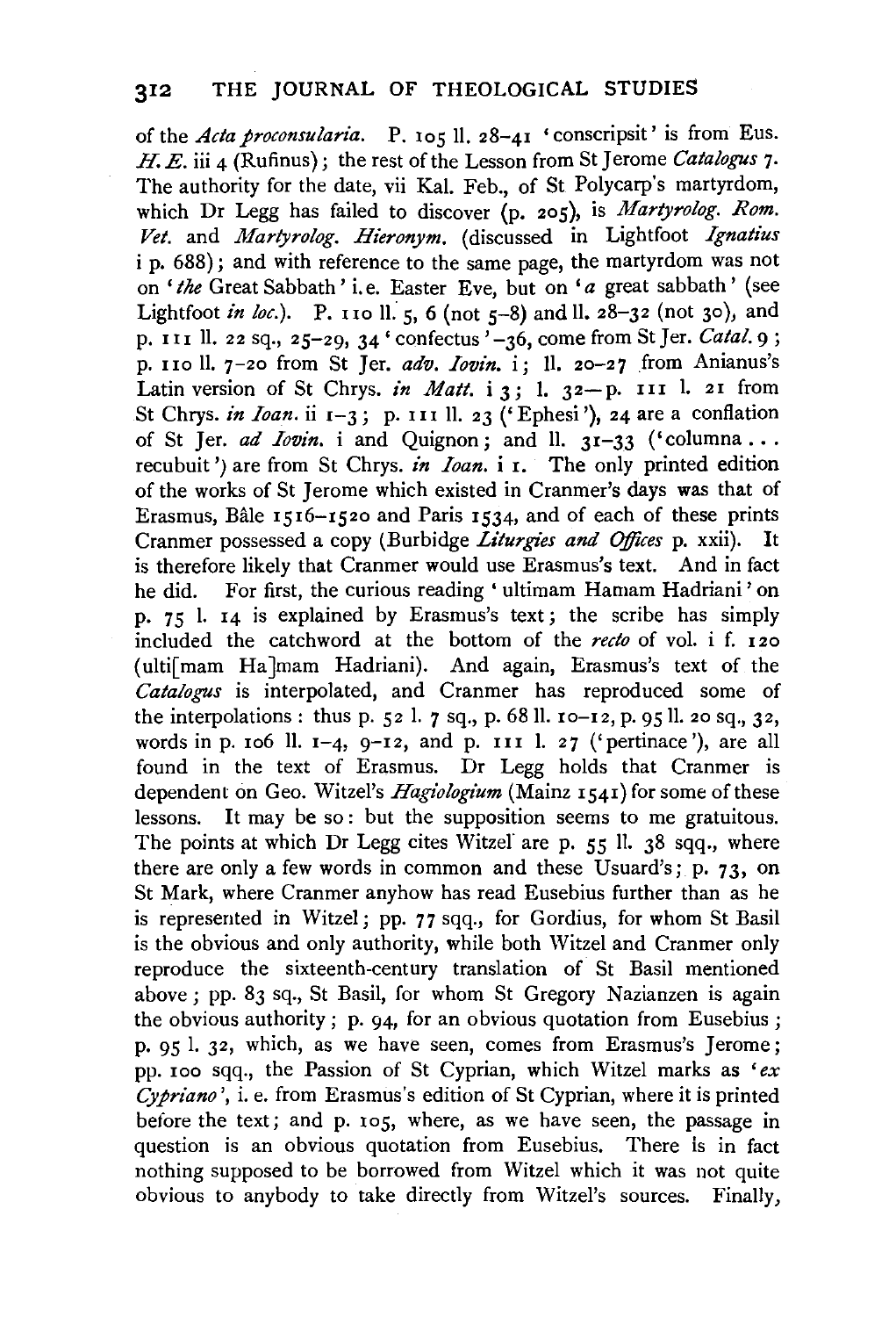of the *Acta proconsularia*. P. 105 ll. 28–41 'conscripsit' is from Eus. *H. E.* iii 4 (Rufinus); the rest of the Lesson from St Jerome *Catalogus* 7. The authority for the date, vii Kal. Feb., of St Polycarp's martyrdom, which Dr Legg has failed to discover (p. 205), is *Martyrolog. Rom. Vet.* and *Martyrolog. Hieronym.* (discussed in Lightfoot *Ignatius* i p. 688); and with reference to the same page, the martyrdom was not on '*the* Great Sabbath' i.e. Easter Eve, but on '*a* great sabbath' (see Lightfoot *in loc.*). P. 110 ll. 5, 6 (not 5–8) and ll. 28–32 (not 30), and p. 111 ll. 22 sq., 25–29, 34 'confectus'–36, come from St Jer. *Catal.* 9; p. 110 ll. 7–20 from St Jer. *adv. Iovin.* i; ll. 20–27 from Anianus's Latin version of St Chrys. *in Matt.* i 3; l. 32—p. 111 l. 21 from St Chrys. *in Ioan.* ii 1–3; p. 111 ll. 23 ('Ephesi'), 24 are a conflation of St Jer. *ad Iovin.* i and Quignon; and ll. 31–33 ('columna . . . recubuit') are from St Chrys. *in Ioan.* i 1. The only printed edition of the works of St Jerome which existed in Cranmer's days was that of Erasmus, Bâle 1516–1520 and Paris 1534, and of each of these prints Cranmer possessed a copy (Burbidge *Liturgies and Offices* p. xxii). It is therefore likely that Cranmer would use Erasmus's text. And in fact he did. For first, the curious reading 'ultimam Hamam Hadriani' on p. 75 l. 14 is explained by Erasmus's text; the scribe has simply included the catchword at the bottom of the *recto* of vol. i f. 120 (ulti[mam Ha]mam Hadriani). And again, Erasmus's text of the *Catalogus* is interpolated, and Cranmer has reproduced some of the interpolations: thus p. 52 l. 7 sq., p. 68 ll. 10–12, p. 95 ll. 20 sq., 32, words in p. 106 ll. 1–4, 9–12, and p. 111 l. 27 ('pertinace'), are all found in the text of Erasmus. Dr Legg holds that Cranmer is dependent on Geo. Witzel's *Hagiologium* (Mainz 1541) for some of these lessons. It may be so: but the supposition seems to me gratuitous. The points at which Dr Legg cites Witzel are p. 55 ll. 38 sqq., where there are only a few words in common and these Usuard's; p. 73, on St Mark, where Cranmer anyhow has read Eusebius further than as he is represented in Witzel; pp. 77 sqq., for Gordius, for whom St Basil is the obvious and only authority, while both Witzel and Cranmer only reproduce the sixteenth-century translation of St Basil mentioned above; pp. 83 sq., St Basil, for whom St Gregory Nazianzen is again the obvious authority; p. 94, for an obvious quotation from Eusebius; p. 95 l. 32, which, as we have seen, comes from Erasmus's Jerome; pp. 100 sqq., the Passion of St Cyprian, which Witzel marks as '*ex Cypriano*', i. e. from Erasmus's edition of St Cyprian, where it is printed before the text; and p. 105, where, as we have seen, the passage in question is an obvious quotation from Eusebius. There is in fact nothing supposed to be borrowed from Witzel which it was not quite obvious to anybody to take directly from Witzel's sources. Finally,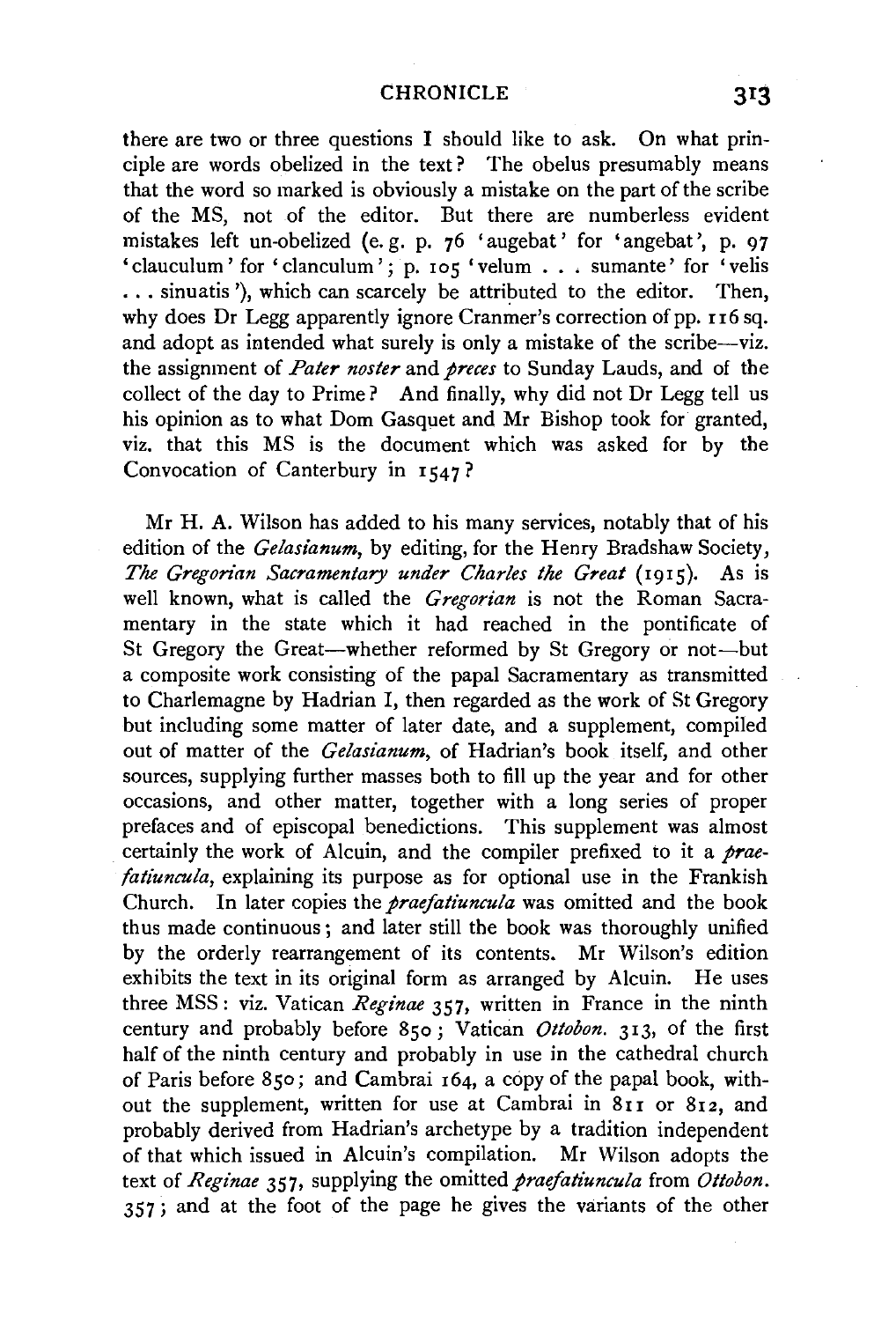there are two or three questions I should like to ask. On what principle are words obelized in the text? The obelus presumably means that the word so marked is obviously a mistake on the part of the scribe of the MS, not of the editor. But there are numberless evident mistakes left un-obelized (e. g. p. 76 'augebat' for 'angebat', p. 97 'clauculum' for 'clanculum'; p. 105 'velum . . . sumante' for 'velis . . . sinuatis'), which can scarcely be attributed to the editor. Then, why does Dr Legg apparently ignore Cranmer's correction of pp. 116 sq. and adopt as intended what surely is only a mistake of the scribe—viz. the assignment of *Pater noster* and *preces* to Sunday Lauds, and of the collect of the day to Prime? And finally, why did not Dr Legg tell us his opinion as to what Dom Gasquet and Mr Bishop took for granted, viz. that this MS is the document which was asked for by the Convocation of Canterbury in 1547?

Mr H. A. Wilson has added to his many services, notably that of his edition of the *Gelasianum*, by editing, for the Henry Bradshaw Society, *The Gregorian Sacramentary under Charles the Great* (1915). As is well known, what is called the *Gregorian* is not the Roman Sacramentary in the state which it had reached in the pontificate of St Gregory the Great—whether reformed by St Gregory or not—but a composite work consisting of the papal Sacramentary as transmitted to Charlemagne by Hadrian I, then regarded as the work of St Gregory but including some matter of later date, and a supplement, compiled out of matter of the *Gelasianum*, of Hadrian's book itself, and other sources, supplying further masses both to fill up the year and for other occasions, and other matter, together with a long series of proper prefaces and of episcopal benedictions. This supplement was almost certainly the work of Alcuin, and the compiler prefixed to it a *praefatiuncula*, explaining its purpose as for optional use in the Frankish Church. In later copies the *praefatiuncula* was omitted and the book thus made continuous; and later still the book was thoroughly unified by the orderly rearrangement of its contents. Mr Wilson's edition exhibits the text in its original form as arranged by Alcuin. He uses three MSS: viz. Vatican *Reginae* 357, written in France in the ninth century and probably before 850; Vatican *Ottobon.* 313, of the first half of the ninth century and probably in use in the cathedral church of Paris before 850; and Cambrai 164, a copy of the papal book, without the supplement, written for use at Cambrai in 811 or 812, and probably derived from Hadrian's archetype by a tradition independent of that which issued in Alcuin's compilation. Mr Wilson adopts the text of *Reginae* 357, supplying the omitted *praefatiuncula* from *Ottobon.* 357; and at the foot of the page he gives the variants of the other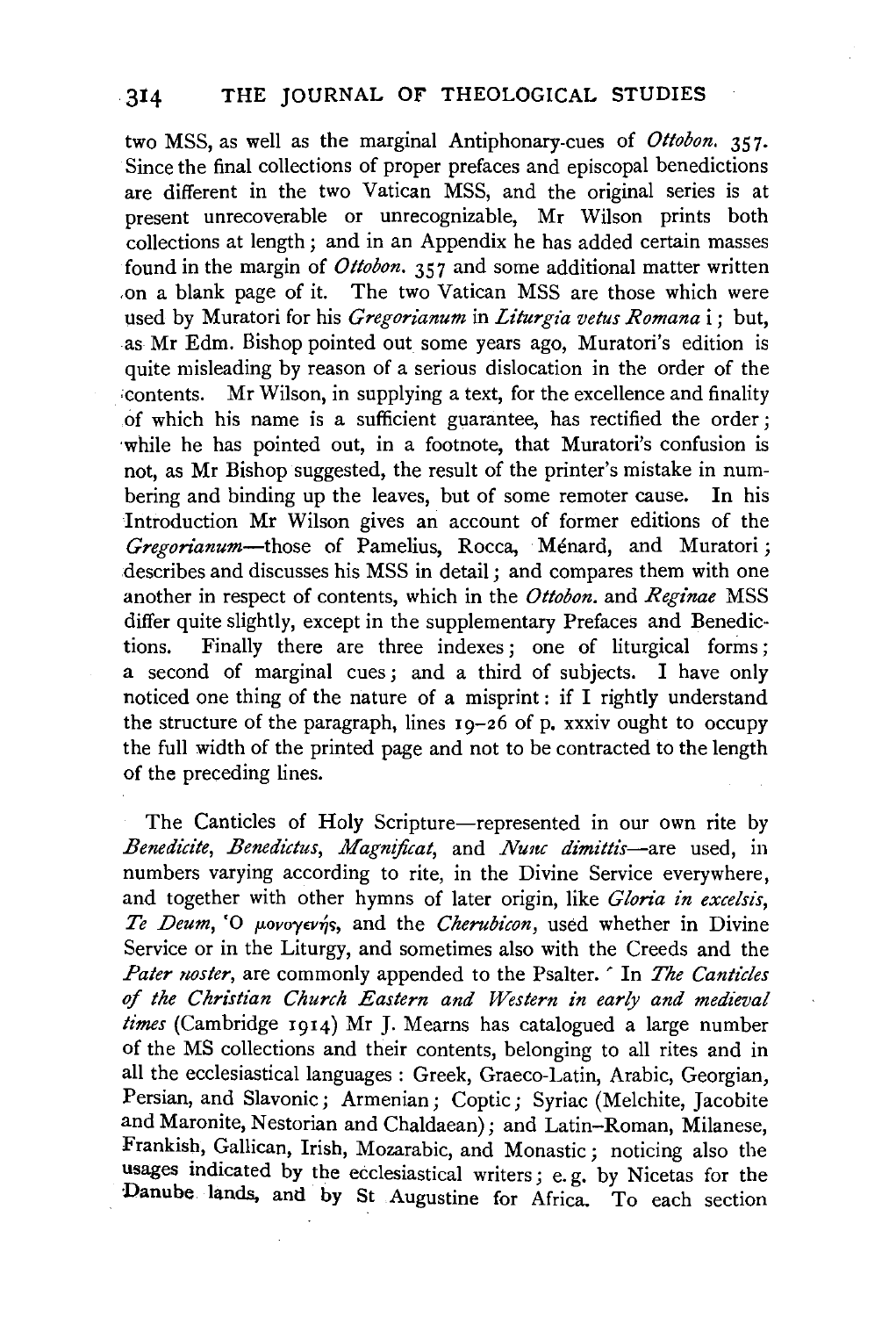two MSS, as well as the marginal Antiphonary-cues of *Ottobon.* 357. Since the final collections of proper prefaces and episcopal benedictions are different in the two Vatican MSS, and the original series is at present unrecoverable or unrecognizable, Mr Wilson prints both collections at length; and in an Appendix he has added certain masses found in the margin of *Ottobon.* 357 and some additional matter written on a blank page of it. The two Vatican MSS are those which were used by Muratori for his *Gregorianum* in *Liturgia vetus Romana* i; but, as Mr Edm. Bishop pointed out some years ago, Muratori's edition is quite misleading by reason of a serious dislocation in the order of the contents. Mr Wilson, in supplying a text, for the excellence and finality of which his name is a sufficient guarantee, has rectified the order; while he has pointed out, in a footnote, that Muratori's confusion is not, as Mr Bishop suggested, the result of the printer's mistake in numbering and binding up the leaves, but of some remoter cause. In his Introduction Mr Wilson gives an account of former editions of the *Gregorianum*—those of Pamelius, Rocca, Ménard, and Muratori; describes and discusses his MSS in detail; and compares them with one another in respect of contents, which in the *Ottobon.* and *Reginae* MSS differ quite slightly, except in the supplementary Prefaces and Benedictions. Finally there are three indexes; one of liturgical forms; a second of marginal cues; and a third of subjects. I have only noticed one thing of the nature of a misprint: if I rightly understand the structure of the paragraph, lines 19–26 of p. xxxiv ought to occupy the full width of the printed page and not to be contracted to the length of the preceding lines.

The Canticles of Holy Scripture—represented in our own rite by *Benedicite*, *Benedictus*, *Magnificat*, and *Nunc dimittis*—are used, in numbers varying according to rite, in the Divine Service everywhere, and together with other hymns of later origin, like *Gloria in excelsis*, *Te Deum*, Ὁ μονογενής, and the *Cherubicon*, used whether in Divine Service or in the Liturgy, and sometimes also with the Creeds and the *Pater noster*, are commonly appended to the Psalter. In *The Canticles of the Christian Church Eastern and Western in early and medieval times* (Cambridge 1914) Mr J. Mearns has catalogued a large number of the MS collections and their contents, belonging to all rites and in all the ecclesiastical languages: Greek, Graeco-Latin, Arabic, Georgian, Persian, and Slavonic; Armenian; Coptic; Syriac (Melchite, Jacobite and Maronite, Nestorian and Chaldaean); and Latin–Roman, Milanese, Frankish, Gallican, Irish, Mozarabic, and Monastic; noticing also the usages indicated by the ecclesiastical writers; e.g. by Nicetas for the Danube lands, and by St Augustine for Africa. To each section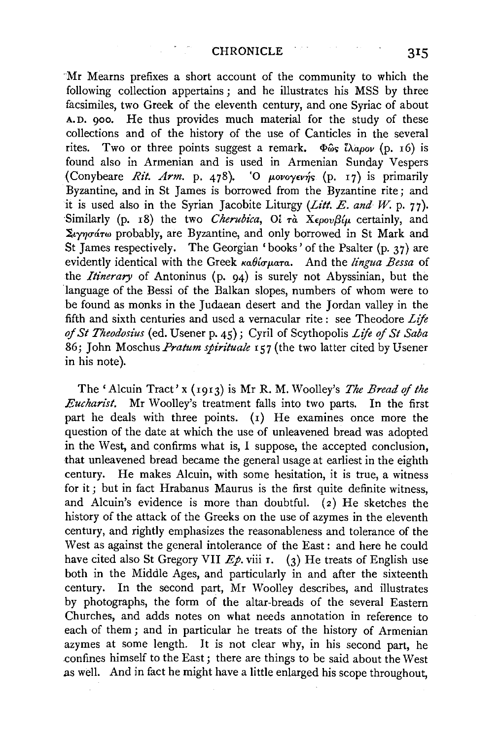Mr Mearns prefixes a short account of the community to which the following collection appertains; and he illustrates his MSS by three facsimiles, two Greek of the eleventh century, and one Syriac of about A.D. 900. He thus provides much material for the study of these collections and of the history of the use of Canticles in the several rites. Two or three points suggest a remark. Φῶς ἱλαρὸν (p. 16) is found also in Armenian and is used in Armenian Sunday Vespers (Conybeare *Rit. Arm.* p. 478). Ὁ μονογενής (p. 17) is primarily Byzantine, and in St James is borrowed from the Byzantine rite; and it is used also in the Syrian Jacobite Liturgy (*Litt. E. and W.* p. 77). Similarly (p. 18) the two *Cherubica*, Οἱ τὰ Χερουβὶμ certainly, and Σιγησάτω probably, are Byzantine, and only borrowed in St Mark and St James respectively. The Georgian 'books' of the Psalter (p. 37) are evidently identical with the Greek καθίσματα. And the *lingua Bessa* of the *Itinerary* of Antoninus (p. 94) is surely not Abyssinian, but the language of the Bessi of the Balkan slopes, numbers of whom were to be found as monks in the Judaean desert and the Jordan valley in the fifth and sixth centuries and used a vernacular rite: see Theodore *Life of St Theodosius* (ed. Usener p. 45); Cyril of Scythopolis *Life of St Saba* 86; John Moschus *Pratum spirituale* 157 (the two latter cited by Usener in his note).

The 'Alcuin Tract' x (1913) is Mr R. M. Woolley's *The Bread of the Eucharist*. Mr Woolley's treatment falls into two parts. In the first part he deals with three points. (1) He examines once more the question of the date at which the use of unleavened bread was adopted in the West, and confirms what is, I suppose, the accepted conclusion, that unleavened bread became the general usage at earliest in the eighth century. He makes Alcuin, with some hesitation, it is true, a witness for it; but in fact Hrabanus Maurus is the first quite definite witness, and Alcuin's evidence is more than doubtful. (2) He sketches the history of the attack of the Greeks on the use of azymes in the eleventh century, and rightly emphasizes the reasonableness and tolerance of the West as against the general intolerance of the East: and here he could have cited also St Gregory VII *Ep.* viii 1. (3) He treats of English use both in the Middle Ages, and particularly in and after the sixteenth century. In the second part, Mr Woolley describes, and illustrates by photographs, the form of the altar-breads of the several Eastern Churches, and adds notes on what needs annotation in reference to each of them; and in particular he treats of the history of Armenian azymes at some length. It is not clear why, in his second part, he confines himself to the East; there are things to be said about the West as well. And in fact he might have a little enlarged his scope throughout,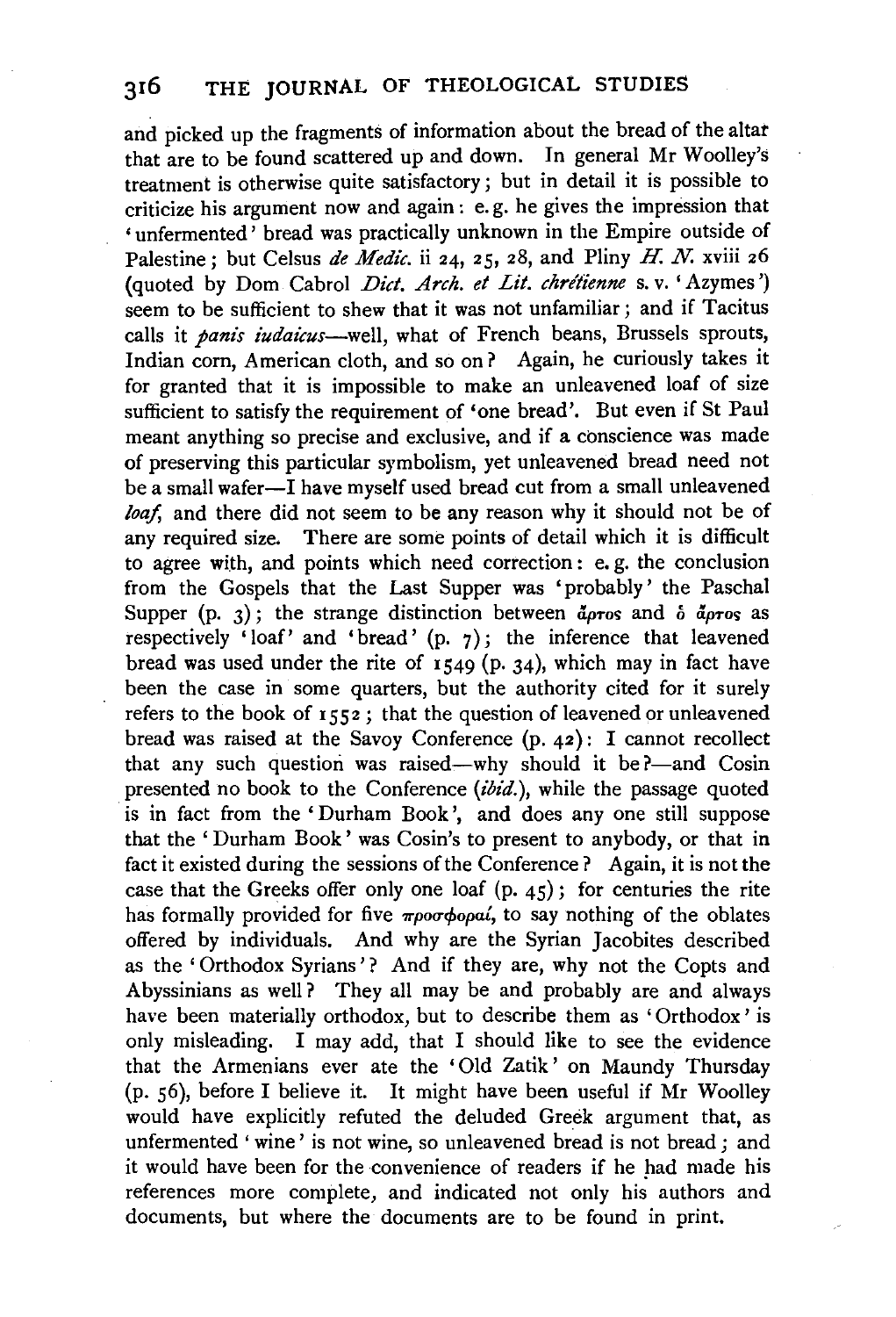and picked up the fragments of information about the bread of the altar that are to be found scattered up and down. In general Mr Woolley's treatment is otherwise quite satisfactory; but in detail it is possible to criticize his argument now and again: e.g. he gives the impression that 'unfermented' bread was practically unknown in the Empire outside of Palestine; but Celsus *de Medic.* ii 24, 25, 28, and Pliny *H. N.* xviii 26 (quoted by Dom Cabrol *Dict. Arch. et Lit. chrétienne* s. v. 'Azymes') seem to be sufficient to shew that it was not unfamiliar; and if Tacitus calls it *panis iudaicus*—well, what of French beans, Brussels sprouts, Indian corn, American cloth, and so on? Again, he curiously takes it for granted that it is impossible to make an unleavened loaf of size sufficient to satisfy the requirement of 'one bread'. But even if St Paul meant anything so precise and exclusive, and if a conscience was made of preserving this particular symbolism, yet unleavened bread need not be a small wafer—I have myself used bread cut from a small unleavened *loaf*, and there did not seem to be any reason why it should not be of any required size. There are some points of detail which it is difficult to agree with, and points which need correction: e. g. the conclusion from the Gospels that the Last Supper was 'probably' the Paschal Supper (p. 3); the strange distinction between ἄρτος and ὁ ἄρτος as respectively 'loaf' and 'bread' (p. 7); the inference that leavened bread was used under the rite of 1549 (p. 34), which may in fact have been the case in some quarters, but the authority cited for it surely refers to the book of 1552; that the question of leavened or unleavened bread was raised at the Savoy Conference (p. 42): I cannot recollect that any such question was raised—why should it be?—and Cosin presented no book to the Conference (*ibid.*), while the passage quoted is in fact from the 'Durham Book', and does any one still suppose that the 'Durham Book' was Cosin's to present to anybody, or that in fact it existed during the sessions of the Conference? Again, it is not the case that the Greeks offer only one loaf (p. 45); for centuries the rite has formally provided for five προσφοραί, to say nothing of the oblates offered by individuals. And why are the Syrian Jacobites described as the 'Orthodox Syrians'? And if they are, why not the Copts and Abyssinians as well? They all may be and probably are and always have been materially orthodox, but to describe them as 'Orthodox' is only misleading. I may add, that I should like to see the evidence that the Armenians ever ate the 'Old Zatik' on Maundy Thursday (p. 56), before I believe it. It might have been useful if Mr Woolley would have explicitly refuted the deluded Greek argument that, as unfermented 'wine' is not wine, so unleavened bread is not bread; and it would have been for the convenience of readers if he had made his references more complete, and indicated not only his authors and documents, but where the documents are to be found in print.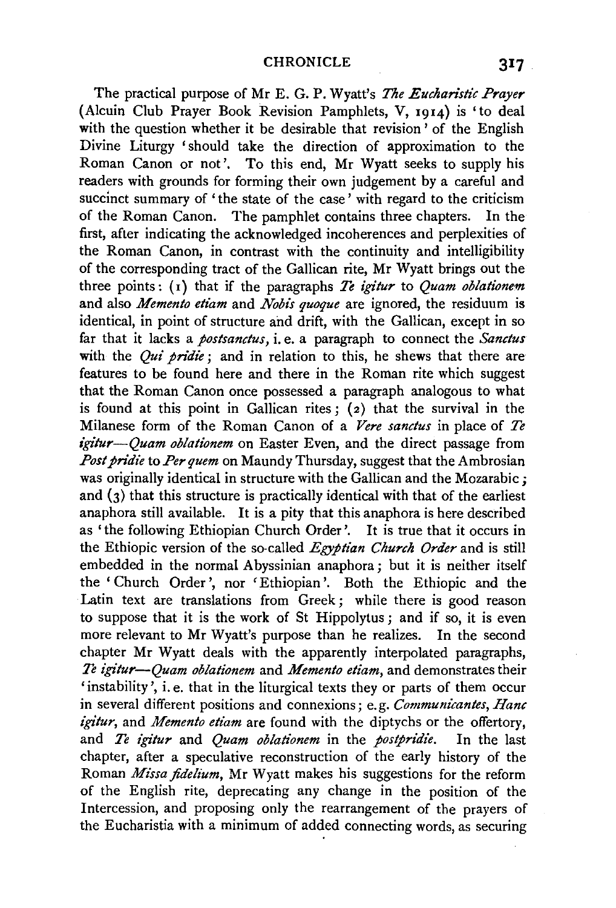The practical purpose of Mr E. G. P. Wyatt's *The Eucharistic Prayer* (Alcuin Club Prayer Book Revision Pamphlets, V, 1914) is 'to deal with the question whether it be desirable that revision' of the English Divine Liturgy 'should take the direction of approximation to the Roman Canon or not'. To this end, Mr Wyatt seeks to supply his readers with grounds for forming their own judgement by a careful and succinct summary of 'the state of the case' with regard to the criticism of the Roman Canon. The pamphlet contains three chapters. In the first, after indicating the acknowledged incoherences and perplexities of the Roman Canon, in contrast with the continuity and intelligibility of the corresponding tract of the Gallican rite, Mr Wyatt brings out the three points: (1) that if the paragraphs *Te igitur* to *Quam oblationem* and also *Memento etiam* and *Nobis quoque* are ignored, the residuum is identical, in point of structure and drift, with the Gallican, except in so far that it lacks a *postsanctus*, i. e. a paragraph to connect the *Sanctus* with the *Qui pridie*; and in relation to this, he shews that there are features to be found here and there in the Roman rite which suggest that the Roman Canon once possessed a paragraph analogous to what is found at this point in Gallican rites; (2) that the survival in the Milanese form of the Roman Canon of a *Vere sanctus* in place of *Te igitur*—*Quam oblationem* on Easter Even, and the direct passage from *Post pridie* to *Per quem* on Maundy Thursday, suggest that the Ambrosian was originally identical in structure with the Gallican and the Mozarabic; and (3) that this structure is practically identical with that of the earliest anaphora still available. It is a pity that this anaphora is here described as 'the following Ethiopian Church Order'. It is true that it occurs in the Ethiopic version of the so-called *Egyptian Church Order* and is still embedded in the normal Abyssinian anaphora; but it is neither itself the 'Church Order', nor 'Ethiopian'. Both the Ethiopic and the Latin text are translations from Greek; while there is good reason to suppose that it is the work of St Hippolytus; and if so, it is even more relevant to Mr Wyatt's purpose than he realizes. In the second chapter Mr Wyatt deals with the apparently interpolated paragraphs, *Te igitur*—*Quam oblationem* and *Memento etiam*, and demonstrates their 'instability', i. e. that in the liturgical texts they or parts of them occur in several different positions and connexions; e. g. *Communicantes*, *Hanc igitur*, and *Memento etiam* are found with the diptychs or the offertory, and *Te igitur* and *Quam oblationem* in the *postpridie*. In the last chapter, after a speculative reconstruction of the early history of the Roman *Missa fidelium*, Mr Wyatt makes his suggestions for the reform of the English rite, deprecating any change in the position of the Intercession, and proposing only the rearrangement of the prayers of the Eucharistia with a minimum of added connecting words, as securing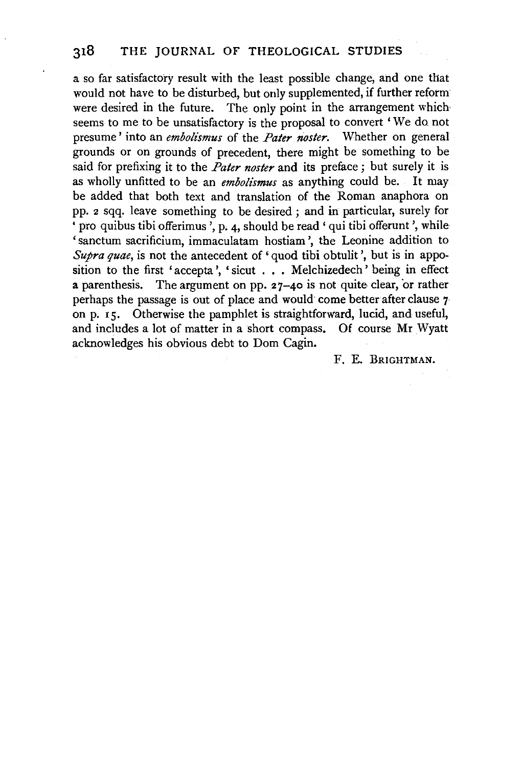a so far satisfactory result with the least possible change, and one that would not have to be disturbed, but only supplemented, if further reform were desired in the future. The only point in the arrangement which seems to me to be unsatisfactory is the proposal to convert 'We do not presume' into an *embolismus* of the *Pater noster*. Whether on general grounds or on grounds of precedent, there might be something to be said for prefixing it to the *Pater noster* and its preface; but surely it is as wholly unfitted to be an *embolismus* as anything could be. It may be added that both text and translation of the Roman anaphora on pp. 2 sqq. leave something to be desired; and in particular, surely for 'pro quibus tibi offerimus', p. 4, should be read 'qui tibi offerunt', while 'sanctum sacrificium, immaculatam hostiam', the Leonine addition to *Supra quae*, is not the antecedent of 'quod tibi obtulit', but is in apposition to the first 'accepta', 'sicut . . . Melchizedech' being in effect a parenthesis. The argument on pp. 27–40 is not quite clear, or rather perhaps the passage is out of place and would come better after clause 7 on p. 15. Otherwise the pamphlet is straightforward, lucid, and useful, and includes a lot of matter in a short compass. Of course Mr Wyatt acknowledges his obvious debt to Dom Cagin.

F. E. BRIGHTMAN.